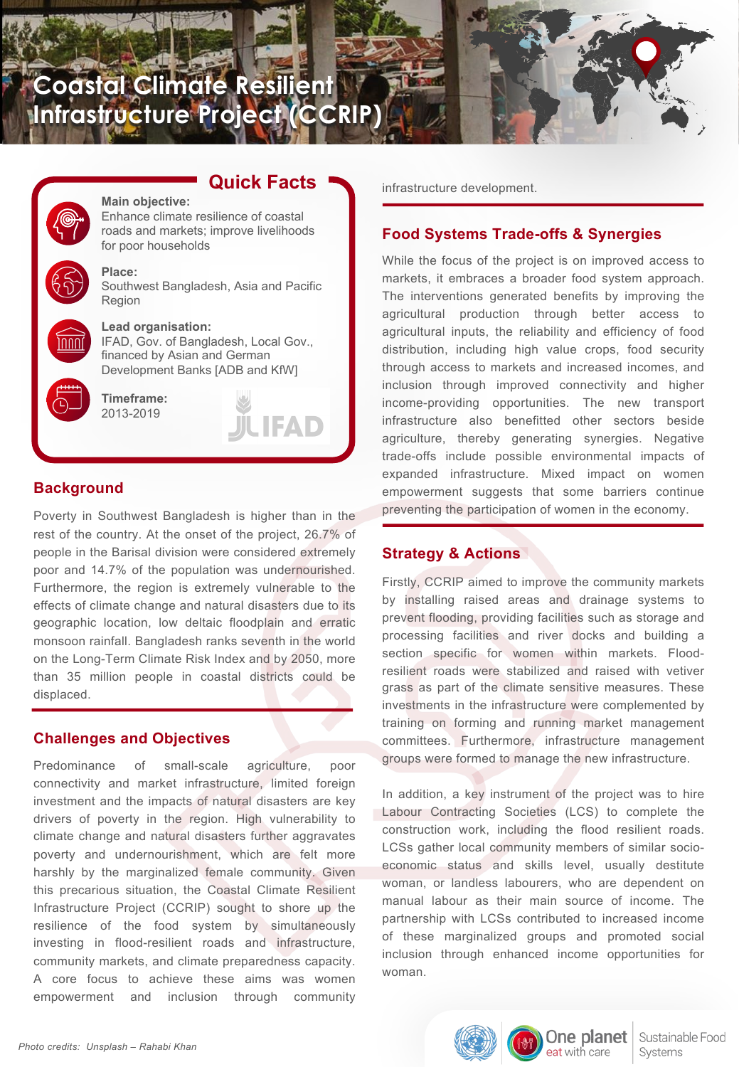# Coastal Climate Resilient Infrastructure Project (CCRIP)

## Quick Facts

**Main objective:**
Enhance climate resilience of coastal roads and markets; improve livelihoods for poor households

**Place:**
Southwest Bangladesh, Asia and Pacific Region

**Lead organisation:**
IFAD, Gov. of Bangladesh, Local Gov., financed by Asian and German Development Banks [ADB and KfW]

**Timeframe:**
2013-2019

IFAD

## Background

Poverty in Southwest Bangladesh is higher than in the rest of the country. At the onset of the project, 26.7% of people in the Barisal division were considered extremely poor and 14.7% of the population was undernourished. Furthermore, the region is extremely vulnerable to the effects of climate change and natural disasters due to its geographic location, low deltaic floodplain and erratic monsoon rainfall. Bangladesh ranks seventh in the world on the Long-Term Climate Risk Index and by 2050, more than 35 million people in coastal districts could be displaced.

## Challenges and Objectives

Predominance of small-scale agriculture, poor connectivity and market infrastructure, limited foreign investment and the impacts of natural disasters are key drivers of poverty in the region. High vulnerability to climate change and natural disasters further aggravates poverty and undernourishment, which are felt more harshly by the marginalized female community. Given this precarious situation, the Coastal Climate Resilient Infrastructure Project (CCRIP) sought to shore up the resilience of the food system by simultaneously investing in flood-resilient roads and infrastructure, community markets, and climate preparedness capacity. A core focus to achieve these aims was women empowerment and inclusion through community infrastructure development.

## Food Systems Trade-offs & Synergies

While the focus of the project is on improved access to markets, it embraces a broader food system approach. The interventions generated benefits by improving the agricultural production through better access to agricultural inputs, the reliability and efficiency of food distribution, including high value crops, food security through access to markets and increased incomes, and inclusion through improved connectivity and higher income-providing opportunities. The new transport infrastructure also benefitted other sectors beside agriculture, thereby generating synergies. Negative trade-offs include possible environmental impacts of expanded infrastructure. Mixed impact on women empowerment suggests that some barriers continue preventing the participation of women in the economy.

## Strategy & Actions

Firstly, CCRIP aimed to improve the community markets by installing raised areas and drainage systems to prevent flooding, providing facilities such as storage and processing facilities and river docks and building a section specific for women within markets. Flood-resilient roads were stabilized and raised with vetiver grass as part of the climate sensitive measures. These investments in the infrastructure were complemented by training on forming and running market management committees. Furthermore, infrastructure management groups were formed to manage the new infrastructure.

In addition, a key instrument of the project was to hire Labour Contracting Societies (LCS) to complete the construction work, including the flood resilient roads. LCSs gather local community members of similar socio-economic status and skills level, usually destitute woman, or landless labourers, who are dependent on manual labour as their main source of income. The partnership with LCSs contributed to increased income of these marginalized groups and promoted social inclusion through enhanced income opportunities for woman.

*Photo credits: Unsplash – Rahabi Khan*

One planet eat with care | Sustainable Food Systems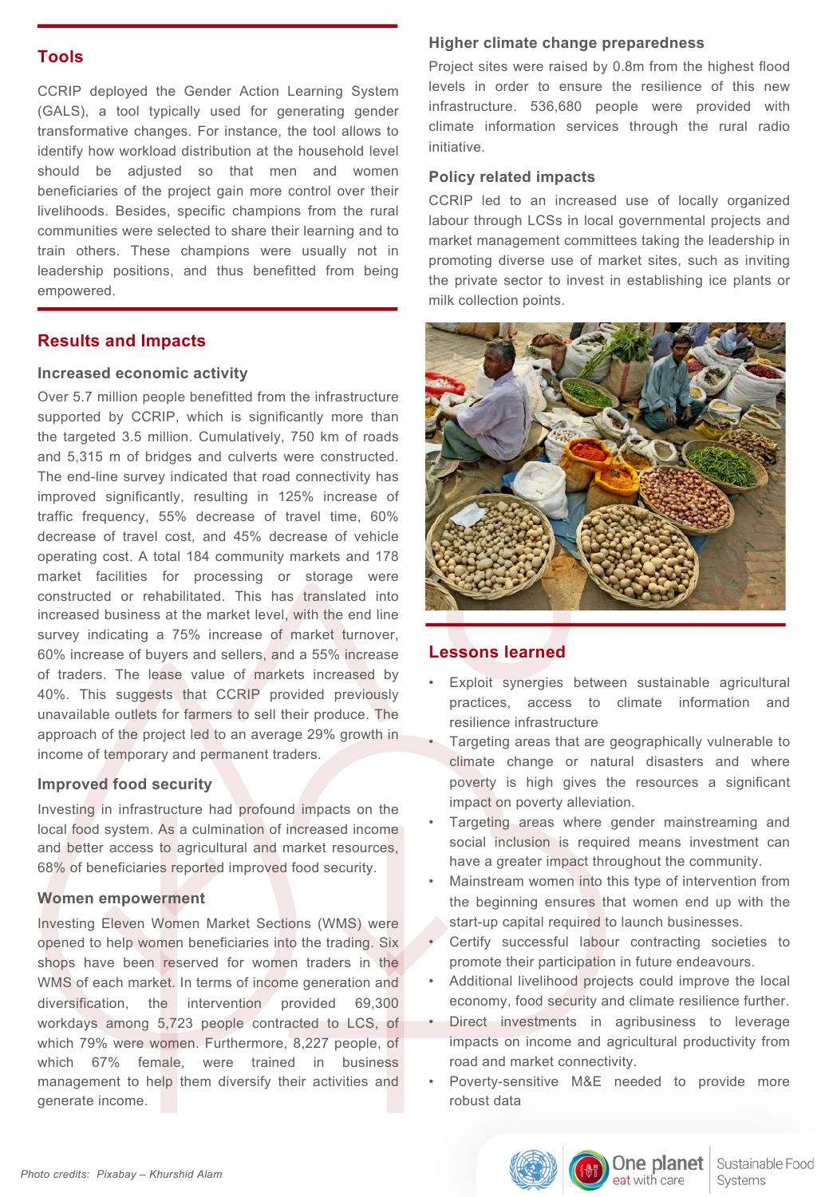## Tools

CCRIP deployed the Gender Action Learning System (GALS), a tool typically used for generating gender transformative changes. For instance, the tool allows to identify how workload distribution at the household level should be adjusted so that men and women beneficiaries of the project gain more control over their livelihoods. Besides, specific champions from the rural communities were selected to share their learning and to train others. These champions were usually not in leadership positions, and thus benefitted from being empowered.

## Results and Impacts

### Increased economic activity

Over 5.7 million people benefitted from the infrastructure supported by CCRIP, which is significantly more than the targeted 3.5 million. Cumulatively, 750 km of roads and 5,315 m of bridges and culverts were constructed. The end-line survey indicated that road connectivity has improved significantly, resulting in 125% increase of traffic frequency, 55% decrease of travel time, 60% decrease of travel cost, and 45% decrease of vehicle operating cost. A total 184 community markets and 178 market facilities for processing or storage were constructed or rehabilitated. This has translated into increased business at the market level, with the end line survey indicating a 75% increase of market turnover, 60% increase of buyers and sellers, and a 55% increase of traders. The lease value of markets increased by 40%. This suggests that CCRIP provided previously unavailable outlets for farmers to sell their produce. The approach of the project led to an average 29% growth in income of temporary and permanent traders.

### Improved food security

Investing in infrastructure had profound impacts on the local food system. As a culmination of increased income and better access to agricultural and market resources, 68% of beneficiaries reported improved food security.

### Women empowerment

Investing Eleven Women Market Sections (WMS) were opened to help women beneficiaries into the trading. Six shops have been reserved for women traders in the WMS of each market. In terms of income generation and diversification, the intervention provided 69,300 workdays among 5,723 people contracted to LCS, of which 79% were women. Furthermore, 8,227 people, of which 67% female, were trained in business management to help them diversify their activities and generate income.

### Higher climate change preparedness

Project sites were raised by 0.8m from the highest flood levels in order to ensure the resilience of this new infrastructure. 536,680 people were provided with climate information services through the rural radio initiative.

### Policy related impacts

CCRIP led to an increased use of locally organized labour through LCSs in local governmental projects and market management committees taking the leadership in promoting diverse use of market sites, such as inviting the private sector to invest in establishing ice plants or milk collection points.

## Lessons learned

- Exploit synergies between sustainable agricultural practices, access to climate information and resilience infrastructure
- Targeting areas that are geographically vulnerable to climate change or natural disasters and where poverty is high gives the resources a significant impact on poverty alleviation.
- Targeting areas where gender mainstreaming and social inclusion is required means investment can have a greater impact throughout the community.
- Mainstream women into this type of intervention from the beginning ensures that women end up with the start-up capital required to launch businesses.
- Certify successful labour contracting societies to promote their participation in future endeavours.
- Additional livelihood projects could improve the local economy, food security and climate resilience further.
- Direct investments in agribusiness to leverage impacts on income and agricultural productivity from road and market connectivity.
- Poverty-sensitive M&E needed to provide more robust data

*Photo credits: Pixabay – Khurshid Alam*

One planet eat with care | Sustainable Food Systems